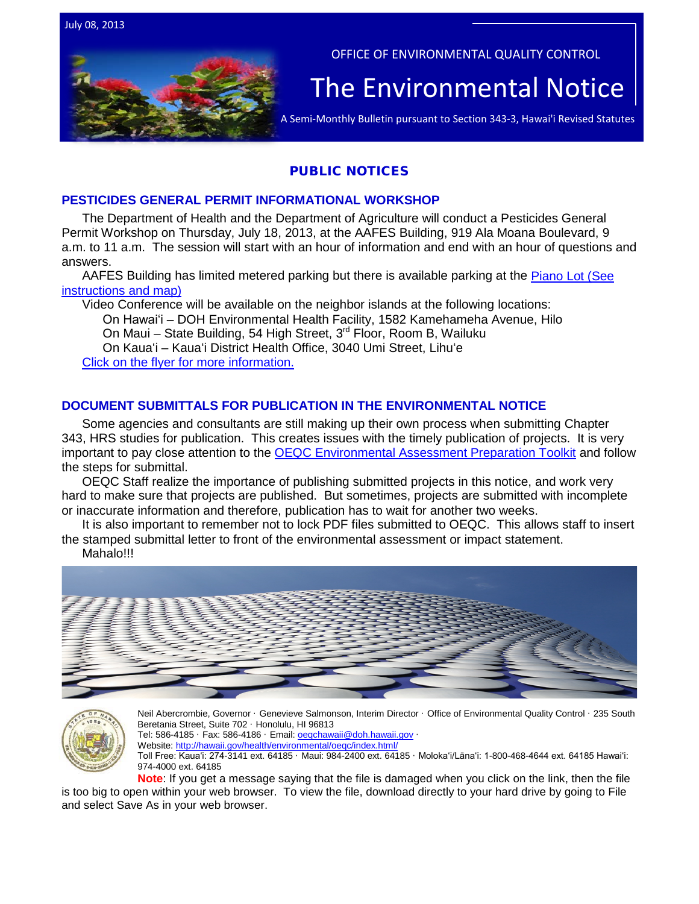July 08, 2013

OFFICE OF ENVIRONMENTAL QUALITY CONTROL

# The Environmental Notice

A Semi-Monthly Bulletin pursuant to Section 343-3, Hawai'i Revised Statutes

## PUBLIC NOTICES

### PESTICIDES GENERAL PERMIT INFORMATIONAL WORKSHOP

The Department of Health and the Department of Agriculture will conduct a Pesticides General Permit Workshop on Thursday, July 18, 2013, at the AAFES Building, 919 Ala Moana Boulevard, 9 a.m. to 11 a.m. The session will start with an hour of information and end with an hour of questions and answers.

AAFES Building has limited metered parking but there is available parking at the Piano Lot (See instructions and map)

Video Conference will be available on the neighbor islands at the following locations:

On Hawaiʻi – DOH Environmental Health Facility, 1582 Kamehameha Avenue, Hilo

On Maui – State Building, 54 High Street, 3rd Floor, Room B, Wailuku

On Kauaʻi – Kauaʻi District Health Office, 3040 Umi Street, Lihuʻe

Click on the flyer for more information.

### DOCUMENT SUBMITTALS FOR PUBLICATION IN THE ENVIRONMENTAL NOTICE

Some agencies and consultants are still making up their own process when submitting Chapter 343, HRS studies for publication. This creates issues with the timely publication of projects. It is very important to pay close attention to the OEQC Environmental Assessment Preparation Toolkit and follow the steps for submittal.

OEQC Staff realize the importance of publishing submitted projects in this notice, and work very hard to make sure that projects are published. But sometimes, projects are submitted with incomplete or inaccurate information and therefore, publication has to wait for another two weeks.

It is also important to remember not to lock PDF files submitted to OEQC. This allows staff to insert the stamped submittal letter to front of the environmental assessment or impact statement.

Mahalo!!!

Neil Abercrombie, Governor · Genevieve Salmonson, Interim Director · Office of Environmental Quality Control · 235 South Beretania Street, Suite 702 · Honolulu, HI 96813
Tel: 586-4185 · Fax: 586-4186 · Email: oeqchawaii@doh.hawaii.gov ·
Website: http://hawaii.gov/health/environmental/oeqc/index.html/
Toll Free: Kauaʻi: 274-3141 ext. 64185 · Maui: 984-2400 ext. 64185 · Molokaʻi/Lānaʻi: 1-800-468-4644 ext. 64185 Hawaiʻi: 974-4000 ext. 64185

**Note**: If you get a message saying that the file is damaged when you click on the link, then the file is too big to open within your web browser. To view the file, download directly to your hard drive by going to File and select Save As in your web browser.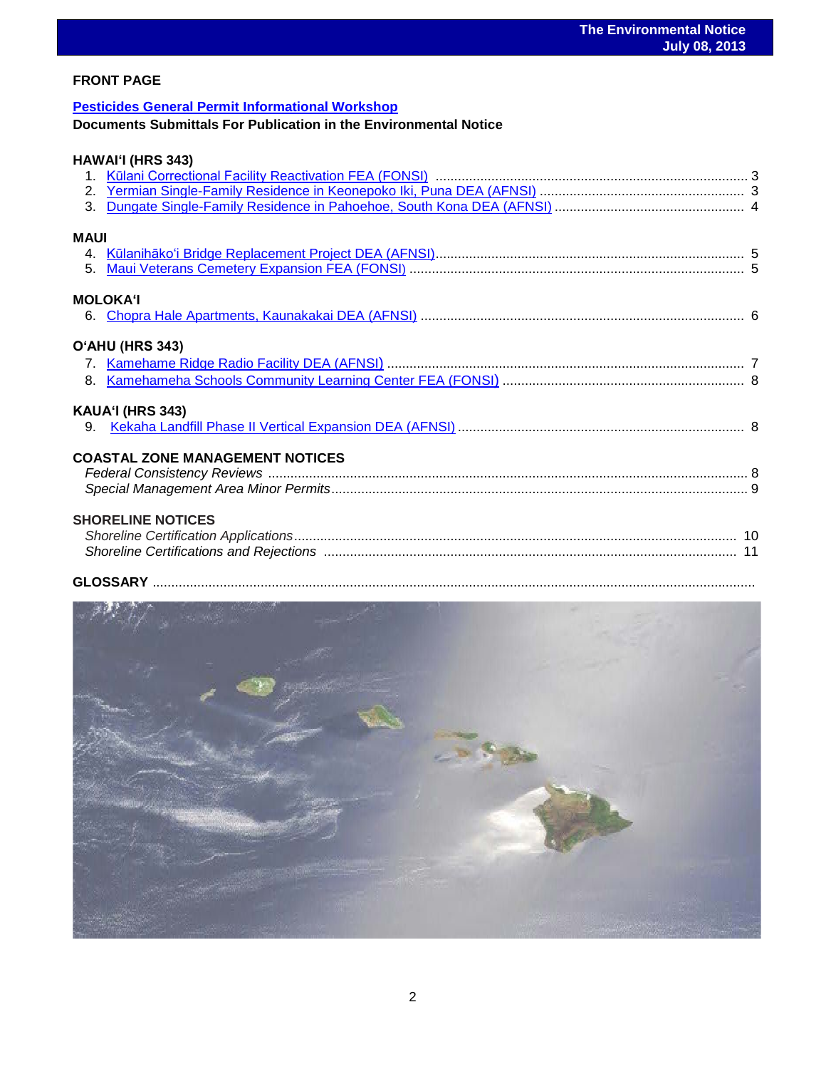## FRONT PAGE

**Pesticides General Permit Informational Workshop**

**Documents Submittals For Publication in the Environmental Notice**

### HAWAIʻI (HRS 343)

1. Kūlani Correctional Facility Reactivation FEA (FONSI) ... 3
2. Yermian Single-Family Residence in Keonepoko Iki, Puna DEA (AFNSI) ... 3
3. Dungate Single-Family Residence in Pahoehoe, South Kona DEA (AFNSI) ... 4

### MAUI

4. Kūlanihākoʻi Bridge Replacement Project DEA (AFNSI) ... 5
5. Maui Veterans Cemetery Expansion FEA (FONSI) ... 5

### MOLOKAʻI

6. Chopra Hale Apartments, Kaunakakai DEA (AFNSI) ... 6

### OʻAHU (HRS 343)

7. Kamehame Ridge Radio Facility DEA (AFNSI) ... 7
8. Kamehameha Schools Community Learning Center FEA (FONSI) ... 8

### KAUAʻI (HRS 343)

9. Kekaha Landfill Phase II Vertical Expansion DEA (AFNSI) ... 8

### COASTAL ZONE MANAGEMENT NOTICES

*Federal Consistency Reviews* ... 8
*Special Management Area Minor Permits* ... 9

### SHORELINE NOTICES

*Shoreline Certification Applications* ... 10
*Shoreline Certifications and Rejections* ... 11

### GLOSSARY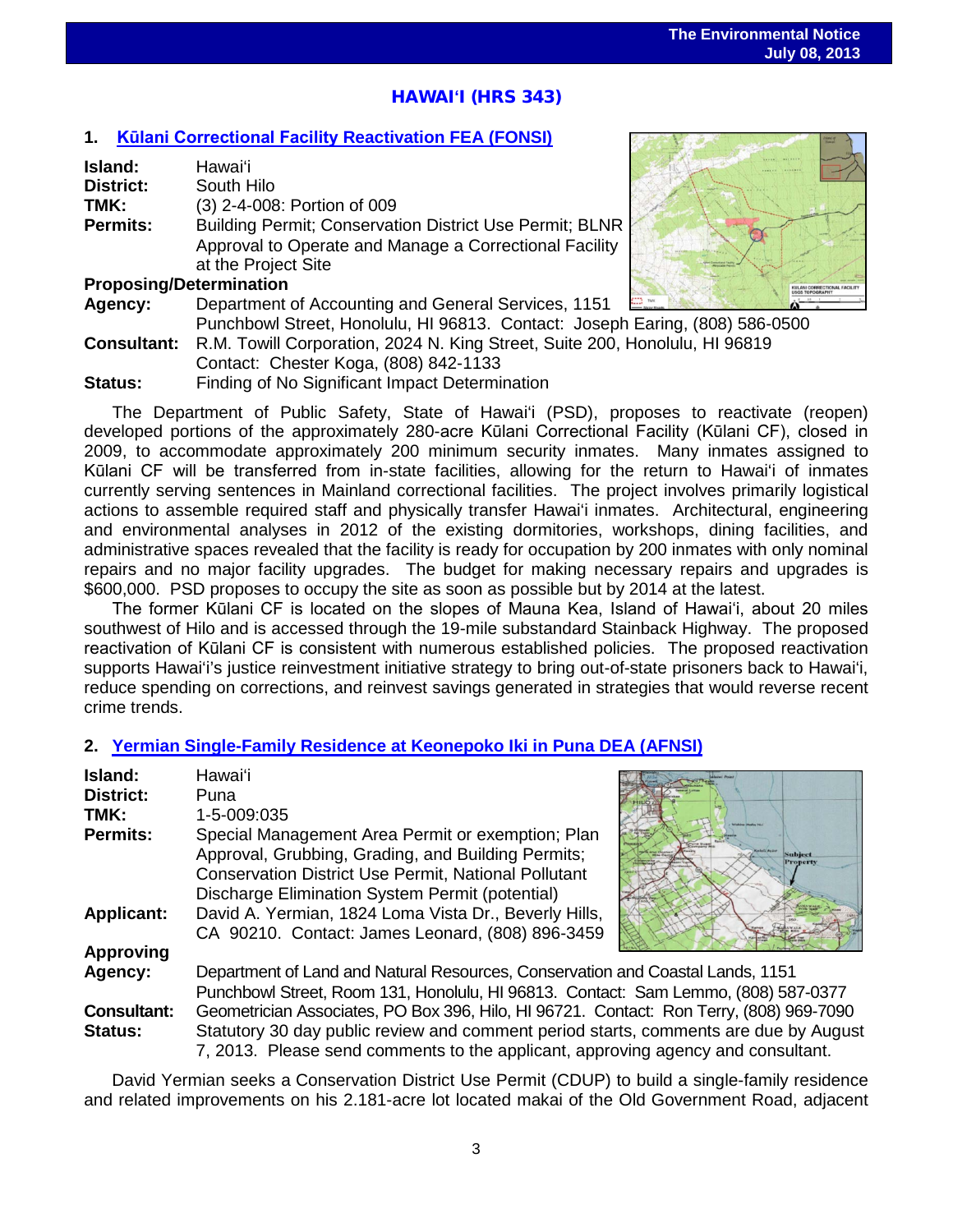## HAWAIʻI (HRS 343)

### 1. [Kūlani Correctional Facility Reactivation FEA (FONSI)]

**Island:** Hawaiʻi
**District:** South Hilo
**TMK:** (3) 2-4-008: Portion of 009
**Permits:** Building Permit; Conservation District Use Permit; BLNR Approval to Operate and Manage a Correctional Facility at the Project Site
**Proposing/Determination Agency:** Department of Accounting and General Services, 1151 Punchbowl Street, Honolulu, HI 96813. Contact: Joseph Earing, (808) 586-0500
**Consultant:** R.M. Towill Corporation, 2024 N. King Street, Suite 200, Honolulu, HI 96819 Contact: Chester Koga, (808) 842-1133
**Status:** Finding of No Significant Impact Determination

The Department of Public Safety, State of Hawaiʻi (PSD), proposes to reactivate (reopen) developed portions of the approximately 280-acre Kūlani Correctional Facility (Kūlani CF), closed in 2009, to accommodate approximately 200 minimum security inmates. Many inmates assigned to Kūlani CF will be transferred from in-state facilities, allowing for the return to Hawaiʻi of inmates currently serving sentences in Mainland correctional facilities. The project involves primarily logistical actions to assemble required staff and physically transfer Hawaiʻi inmates. Architectural, engineering and environmental analyses in 2012 of the existing dormitories, workshops, dining facilities, and administrative spaces revealed that the facility is ready for occupation by 200 inmates with only nominal repairs and no major facility upgrades. The budget for making necessary repairs and upgrades is $600,000. PSD proposes to occupy the site as soon as possible but by 2014 at the latest.

The former Kūlani CF is located on the slopes of Mauna Kea, Island of Hawaiʻi, about 20 miles southwest of Hilo and is accessed through the 19-mile substandard Stainback Highway. The proposed reactivation of Kūlani CF is consistent with numerous established policies. The proposed reactivation supports Hawaiʻi's justice reinvestment initiative strategy to bring out-of-state prisoners back to Hawaiʻi, reduce spending on corrections, and reinvest savings generated in strategies that would reverse recent crime trends.

### 2. [Yermian Single-Family Residence at Keonepoko Iki in Puna DEA (AFNSI)]

**Island:** Hawaiʻi
**District:** Puna
**TMK:** 1-5-009:035
**Permits:** Special Management Area Permit or exemption; Plan Approval, Grubbing, Grading, and Building Permits; Conservation District Use Permit, National Pollutant Discharge Elimination System Permit (potential)
**Applicant:** David A. Yermian, 1824 Loma Vista Dr., Beverly Hills, CA 90210. Contact: James Leonard, (808) 896-3459
**Approving Agency:** Department of Land and Natural Resources, Conservation and Coastal Lands, 1151 Punchbowl Street, Room 131, Honolulu, HI 96813. Contact: Sam Lemmo, (808) 587-0377
**Consultant:** Geometrician Associates, PO Box 396, Hilo, HI 96721. Contact: Ron Terry, (808) 969-7090
**Status:** Statutory 30 day public review and comment period starts, comments are due by August 7, 2013. Please send comments to the applicant, approving agency and consultant.

David Yermian seeks a Conservation District Use Permit (CDUP) to build a single-family residence and related improvements on his 2.181-acre lot located makai of the Old Government Road, adjacent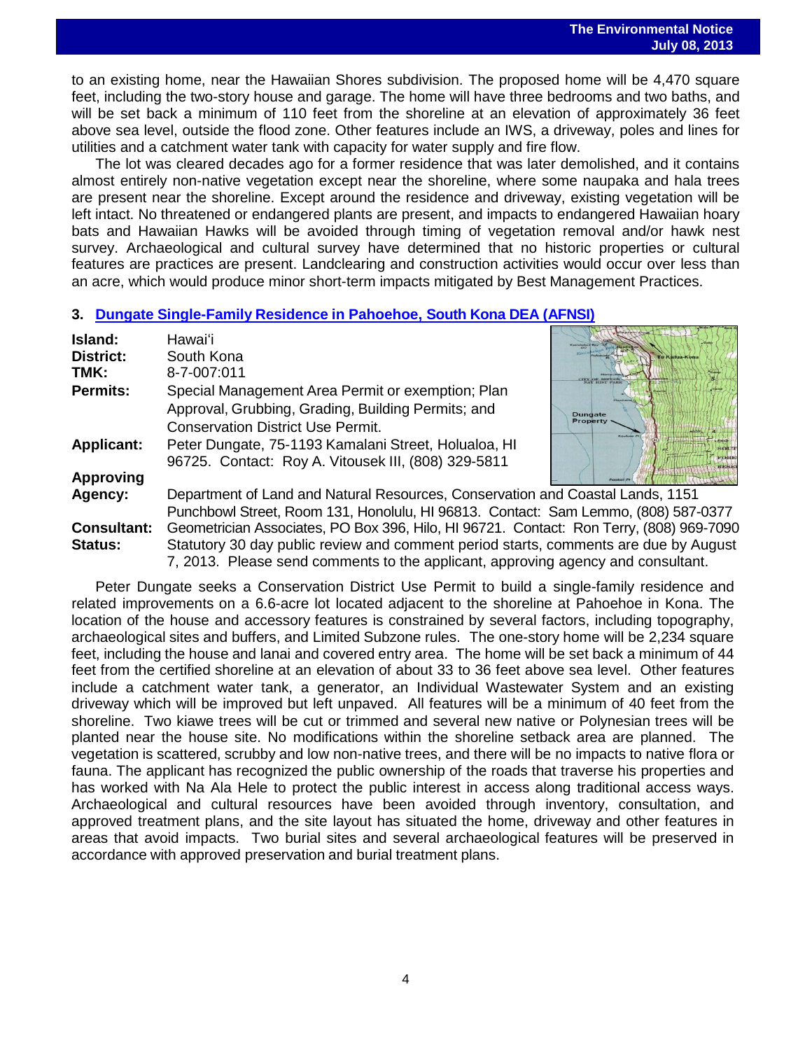to an existing home, near the Hawaiian Shores subdivision. The proposed home will be 4,470 square feet, including the two-story house and garage. The home will have three bedrooms and two baths, and will be set back a minimum of 110 feet from the shoreline at an elevation of approximately 36 feet above sea level, outside the flood zone. Other features include an IWS, a driveway, poles and lines for utilities and a catchment water tank with capacity for water supply and fire flow.

The lot was cleared decades ago for a former residence that was later demolished, and it contains almost entirely non-native vegetation except near the shoreline, where some naupaka and hala trees are present near the shoreline. Except around the residence and driveway, existing vegetation will be left intact. No threatened or endangered plants are present, and impacts to endangered Hawaiian hoary bats and Hawaiian Hawks will be avoided through timing of vegetation removal and/or hawk nest survey. Archaeological and cultural survey have determined that no historic properties or cultural features are practices are present. Landclearing and construction activities would occur over less than an acre, which would produce minor short-term impacts mitigated by Best Management Practices.

### 3. Dungate Single-Family Residence in Pahoehoe, South Kona DEA (AFNSI)

**Island:** Hawai'i
**District:** South Kona
**TMK:** 8-7-007:011
**Permits:** Special Management Area Permit or exemption; Plan Approval, Grubbing, Grading, Building Permits; and Conservation District Use Permit.
**Applicant:** Peter Dungate, 75-1193 Kamalani Street, Holualoa, HI 96725. Contact: Roy A. Vitousek III, (808) 329-5811
**Approving Agency:** Department of Land and Natural Resources, Conservation and Coastal Lands, 1151 Punchbowl Street, Room 131, Honolulu, HI 96813. Contact: Sam Lemmo, (808) 587-0377
**Consultant:** Geometrician Associates, PO Box 396, Hilo, HI 96721. Contact: Ron Terry, (808) 969-7090
**Status:** Statutory 30 day public review and comment period starts, comments are due by August 7, 2013. Please send comments to the applicant, approving agency and consultant.

Peter Dungate seeks a Conservation District Use Permit to build a single-family residence and related improvements on a 6.6-acre lot located adjacent to the shoreline at Pahoehoe in Kona. The location of the house and accessory features is constrained by several factors, including topography, archaeological sites and buffers, and Limited Subzone rules. The one-story home will be 2,234 square feet, including the house and lanai and covered entry area. The home will be set back a minimum of 44 feet from the certified shoreline at an elevation of about 33 to 36 feet above sea level. Other features include a catchment water tank, a generator, an Individual Wastewater System and an existing driveway which will be improved but left unpaved. All features will be a minimum of 40 feet from the shoreline. Two kiawe trees will be cut or trimmed and several new native or Polynesian trees will be planted near the house site. No modifications within the shoreline setback area are planned. The vegetation is scattered, scrubby and low non-native trees, and there will be no impacts to native flora or fauna. The applicant has recognized the public ownership of the roads that traverse his properties and has worked with Na Ala Hele to protect the public interest in access along traditional access ways. Archaeological and cultural resources have been avoided through inventory, consultation, and approved treatment plans, and the site layout has situated the home, driveway and other features in areas that avoid impacts. Two burial sites and several archaeological features will be preserved in accordance with approved preservation and burial treatment plans.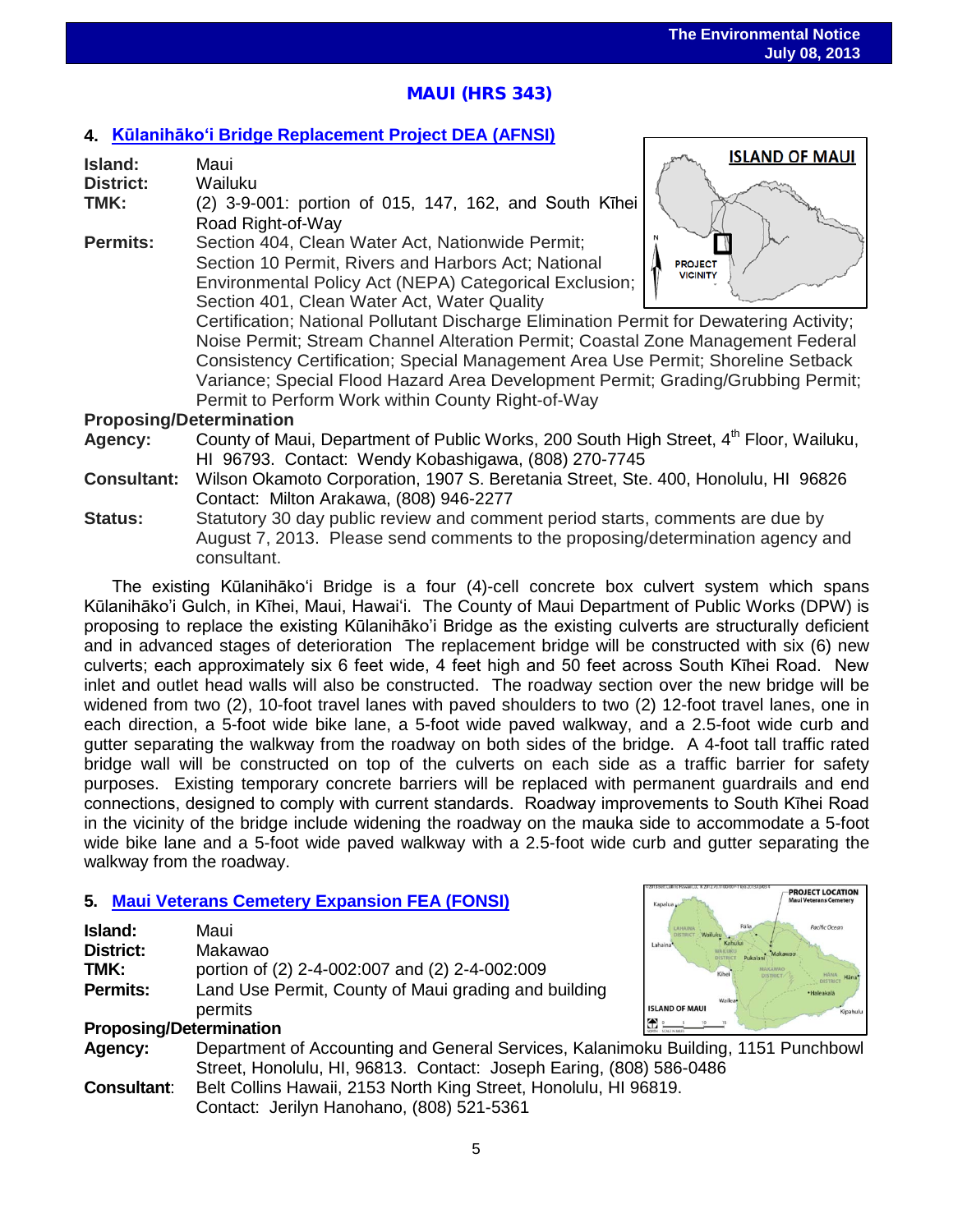## MAUI (HRS 343)

### 4. Kūlanihākoʻi Bridge Replacement Project DEA (AFNSI)

**Island:** Maui
**District:** Wailuku
**TMK:** (2) 3-9-001: portion of 015, 147, 162, and South Kīhei Road Right-of-Way
**Permits:** Section 404, Clean Water Act, Nationwide Permit; Section 10 Permit, Rivers and Harbors Act; National Environmental Policy Act (NEPA) Categorical Exclusion; Section 401, Clean Water Act, Water Quality Certification; National Pollutant Discharge Elimination Permit for Dewatering Activity; Noise Permit; Stream Channel Alteration Permit; Coastal Zone Management Federal Consistency Certification; Special Management Area Use Permit; Shoreline Setback Variance; Special Flood Hazard Area Development Permit; Grading/Grubbing Permit; Permit to Perform Work within County Right-of-Way

**Proposing/Determination**
**Agency:** County of Maui, Department of Public Works, 200 South High Street, 4th Floor, Wailuku, HI 96793. Contact: Wendy Kobashigawa, (808) 270-7745
**Consultant:** Wilson Okamoto Corporation, 1907 S. Beretania Street, Ste. 400, Honolulu, HI 96826 Contact: Milton Arakawa, (808) 946-2277
**Status:** Statutory 30 day public review and comment period starts, comments are due by August 7, 2013. Please send comments to the proposing/determination agency and consultant.

The existing Kūlanihākoʻi Bridge is a four (4)-cell concrete box culvert system which spans Kūlanihāko'i Gulch, in Kīhei, Maui, Hawaiʻi. The County of Maui Department of Public Works (DPW) is proposing to replace the existing Kūlanihākoʻi Bridge as the existing culverts are structurally deficient and in advanced stages of deterioration The replacement bridge will be constructed with six (6) new culverts; each approximately six 6 feet wide, 4 feet high and 50 feet across South Kīhei Road. New inlet and outlet head walls will also be constructed. The roadway section over the new bridge will be widened from two (2), 10-foot travel lanes with paved shoulders to two (2) 12-foot travel lanes, one in each direction, a 5-foot wide bike lane, a 5-foot wide paved walkway, and a 2.5-foot wide curb and gutter separating the walkway from the roadway on both sides of the bridge. A 4-foot tall traffic rated bridge wall will be constructed on top of the culverts on each side as a traffic barrier for safety purposes. Existing temporary concrete barriers will be replaced with permanent guardrails and end connections, designed to comply with current standards. Roadway improvements to South Kīhei Road in the vicinity of the bridge include widening the roadway on the mauka side to accommodate a 5-foot wide bike lane and a 5-foot wide paved walkway with a 2.5-foot wide curb and gutter separating the walkway from the roadway.

### 5. Maui Veterans Cemetery Expansion FEA (FONSI)

**Island:** Maui
**District:** Makawao
**TMK:** portion of (2) 2-4-002:007 and (2) 2-4-002:009
**Permits:** Land Use Permit, County of Maui grading and building permits

**Proposing/Determination**
**Agency:** Department of Accounting and General Services, Kalanimoku Building, 1151 Punchbowl Street, Honolulu, HI, 96813. Contact: Joseph Earing, (808) 586-0486
**Consultant:** Belt Collins Hawaii, 2153 North King Street, Honolulu, HI 96819. Contact: Jerilyn Hanohano, (808) 521-5361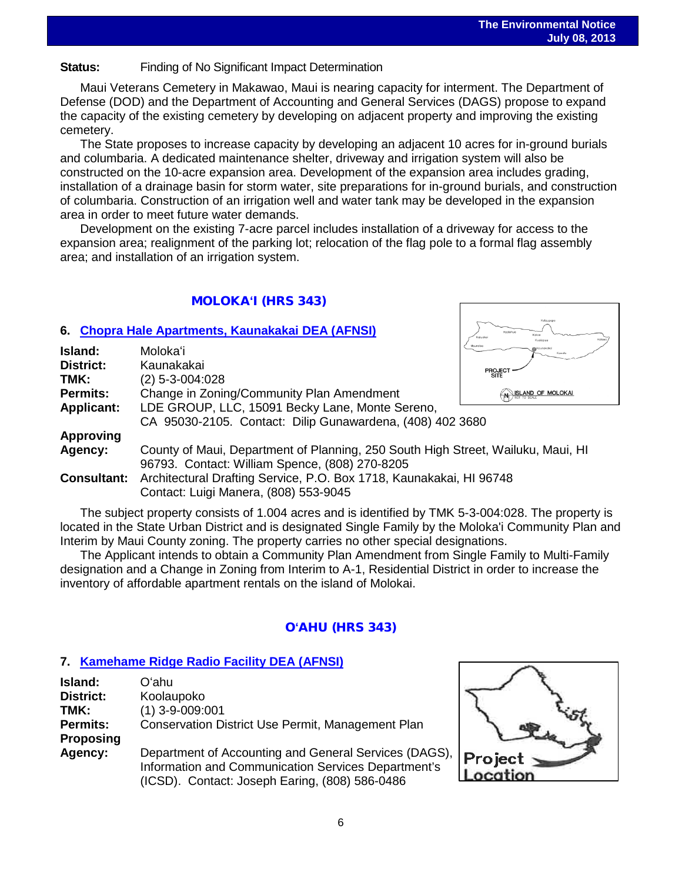**Status:** Finding of No Significant Impact Determination

Maui Veterans Cemetery in Makawao, Maui is nearing capacity for interment. The Department of Defense (DOD) and the Department of Accounting and General Services (DAGS) propose to expand the capacity of the existing cemetery by developing on adjacent property and improving the existing cemetery.

The State proposes to increase capacity by developing an adjacent 10 acres for in-ground burials and columbaria. A dedicated maintenance shelter, driveway and irrigation system will also be constructed on the 10-acre expansion area. Development of the expansion area includes grading, installation of a drainage basin for storm water, site preparations for in-ground burials, and construction of columbaria. Construction of an irrigation well and water tank may be developed in the expansion area in order to meet future water demands.

Development on the existing 7-acre parcel includes installation of a driveway for access to the expansion area; realignment of the parking lot; relocation of the flag pole to a formal flag assembly area; and installation of an irrigation system.

## MOLOKAʻI (HRS 343)

### 6. Chopra Hale Apartments, Kaunakakai DEA (AFNSI)

**Island:** Molokaʻi
**District:** Kaunakakai
**TMK:** (2) 5-3-004:028
**Permits:** Change in Zoning/Community Plan Amendment
**Applicant:** LDE GROUP, LLC, 15091 Becky Lane, Monte Sereno, CA 95030-2105. Contact: Dilip Gunawardena, (408) 402 3680
**Approving Agency:** County of Maui, Department of Planning, 250 South High Street, Wailuku, Maui, HI 96793. Contact: William Spence, (808) 270-8205
**Consultant:** Architectural Drafting Service, P.O. Box 1718, Kaunakakai, HI 96748 Contact: Luigi Manera, (808) 553-9045

The subject property consists of 1.004 acres and is identified by TMK 5-3-004:028. The property is located in the State Urban District and is designated Single Family by the Moloka'i Community Plan and Interim by Maui County zoning. The property carries no other special designations.

The Applicant intends to obtain a Community Plan Amendment from Single Family to Multi-Family designation and a Change in Zoning from Interim to A-1, Residential District in order to increase the inventory of affordable apartment rentals on the island of Molokai.

## OʻAHU (HRS 343)

### 7. Kamehame Ridge Radio Facility DEA (AFNSI)

**Island:** Oʻahu
**District:** Koolaupoko
**TMK:** (1) 3-9-009:001
**Permits:** Conservation District Use Permit, Management Plan
**Proposing Agency:** Department of Accounting and General Services (DAGS), Information and Communication Services Department's (ICSD). Contact: Joseph Earing, (808) 586-0486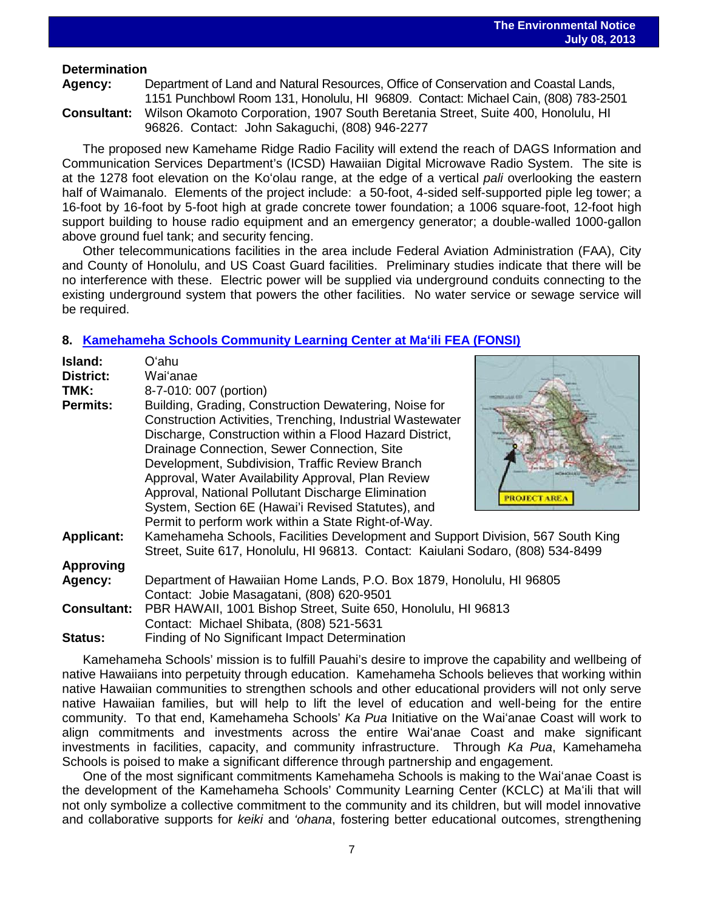**Determination**

**Agency:** Department of Land and Natural Resources, Office of Conservation and Coastal Lands, 1151 Punchbowl Room 131, Honolulu, HI 96809. Contact: Michael Cain, (808) 783-2501

**Consultant:** Wilson Okamoto Corporation, 1907 South Beretania Street, Suite 400, Honolulu, HI 96826. Contact: John Sakaguchi, (808) 946-2277

The proposed new Kamehame Ridge Radio Facility will extend the reach of DAGS Information and Communication Services Department's (ICSD) Hawaiian Digital Microwave Radio System. The site is at the 1278 foot elevation on the Ko'olau range, at the edge of a vertical *pali* overlooking the eastern half of Waimanalo. Elements of the project include: a 50-foot, 4-sided self-supported piple leg tower; a 16-foot by 16-foot by 5-foot high at grade concrete tower foundation; a 1006 square-foot, 12-foot high support building to house radio equipment and an emergency generator; a double-walled 1000-gallon above ground fuel tank; and security fencing.

Other telecommunications facilities in the area include Federal Aviation Administration (FAA), City and County of Honolulu, and US Coast Guard facilities. Preliminary studies indicate that there will be no interference with these. Electric power will be supplied via underground conduits connecting to the existing underground system that powers the other facilities. No water service or sewage service will be required.

## 8. Kamehameha Schools Community Learning Center at Ma'ili FEA (FONSI)

**Island:** O'ahu

**District:** Wai'anae

**TMK:** 8-7-010: 007 (portion)

**Permits:** Building, Grading, Construction Dewatering, Noise for Construction Activities, Trenching, Industrial Wastewater Discharge, Construction within a Flood Hazard District, Drainage Connection, Sewer Connection, Site Development, Subdivision, Traffic Review Branch Approval, Water Availability Approval, Plan Review Approval, National Pollutant Discharge Elimination System, Section 6E (Hawai'i Revised Statutes), and Permit to perform work within a State Right-of-Way.

**Applicant:** Kamehameha Schools, Facilities Development and Support Division, 567 South King Street, Suite 617, Honolulu, HI 96813. Contact: Kaiulani Sodaro, (808) 534-8499

**Approving Agency:** Department of Hawaiian Home Lands, P.O. Box 1879, Honolulu, HI 96805 Contact: Jobie Masagatani, (808) 620-9501

**Consultant:** PBR HAWAII, 1001 Bishop Street, Suite 650, Honolulu, HI 96813 Contact: Michael Shibata, (808) 521-5631

**Status:** Finding of No Significant Impact Determination

Kamehameha Schools' mission is to fulfill Pauahi's desire to improve the capability and wellbeing of native Hawaiians into perpetuity through education. Kamehameha Schools believes that working within native Hawaiian communities to strengthen schools and other educational providers will not only serve native Hawaiian families, but will help to lift the level of education and well-being for the entire community. To that end, Kamehameha Schools' *Ka Pua* Initiative on the Wai'anae Coast will work to align commitments and investments across the entire Wai'anae Coast and make significant investments in facilities, capacity, and community infrastructure. Through *Ka Pua*, Kamehameha Schools is poised to make a significant difference through partnership and engagement.

One of the most significant commitments Kamehameha Schools is making to the Wai'anae Coast is the development of the Kamehameha Schools' Community Learning Center (KCLC) at Ma'ili that will not only symbolize a collective commitment to the community and its children, but will model innovative and collaborative supports for *keiki* and *'ohana*, fostering better educational outcomes, strengthening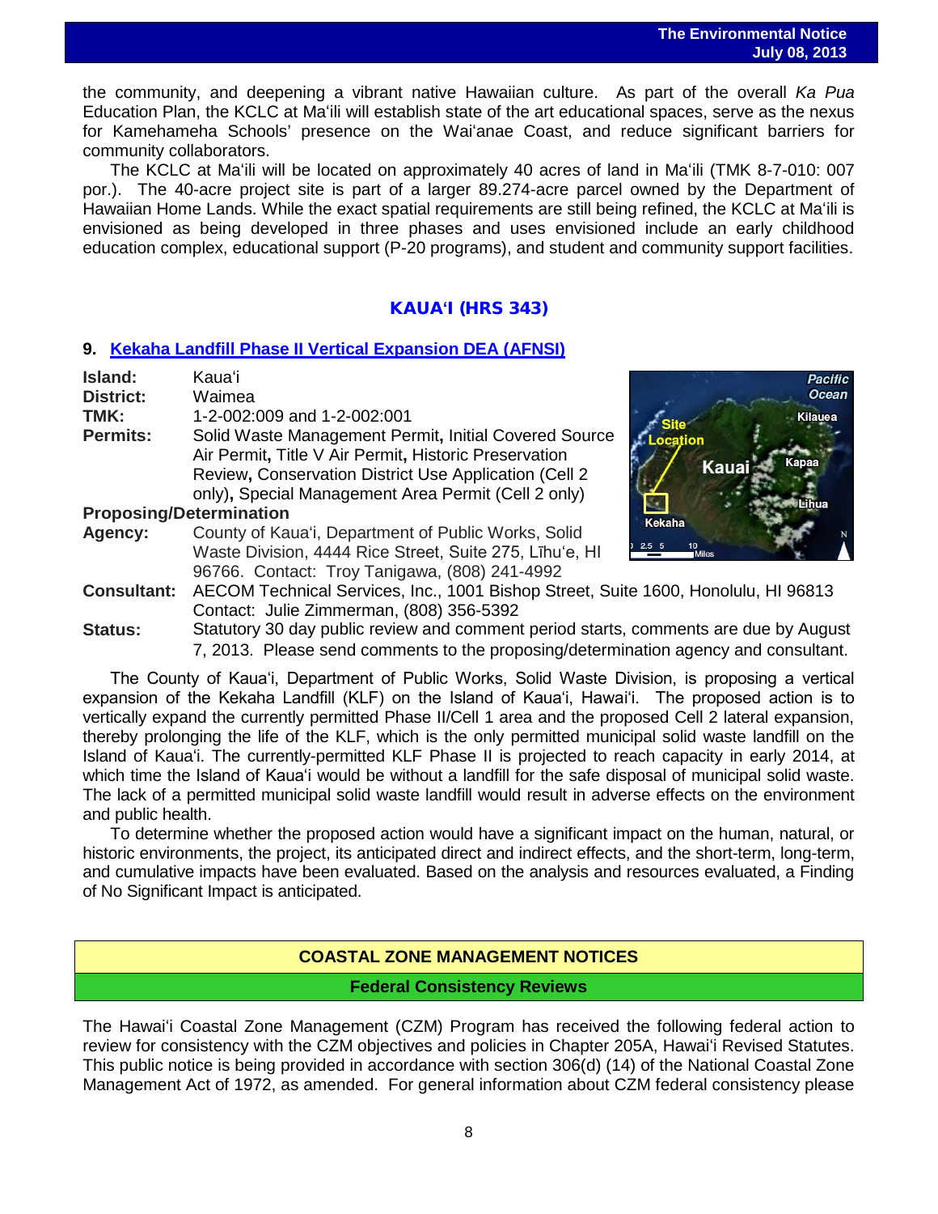the community, and deepening a vibrant native Hawaiian culture. As part of the overall *Ka Pua* Education Plan, the KCLC at Maʻili will establish state of the art educational spaces, serve as the nexus for Kamehameha Schools' presence on the Waiʻanae Coast, and reduce significant barriers for community collaborators.

The KCLC at Maʻili will be located on approximately 40 acres of land in Maʻili (TMK 8-7-010: 007 por.). The 40-acre project site is part of a larger 89.274-acre parcel owned by the Department of Hawaiian Home Lands. While the exact spatial requirements are still being refined, the KCLC at Maʻili is envisioned as being developed in three phases and uses envisioned include an early childhood education complex, educational support (P-20 programs), and student and community support facilities.

## KAUAʻI (HRS 343)

### 9. Kekaha Landfill Phase II Vertical Expansion DEA (AFNSI)

**Island:** Kauaʻi
**District:** Waimea
**TMK:** 1-2-002:009 and 1-2-002:001
**Permits:** Solid Waste Management Permit**,** Initial Covered Source Air Permit**,** Title V Air Permit**,** Historic Preservation Review**,** Conservation District Use Application (Cell 2 only)**,** Special Management Area Permit (Cell 2 only)
**Proposing/Determination Agency:** County of Kauaʻi, Department of Public Works, Solid Waste Division, 4444 Rice Street, Suite 275, Līhuʻe, HI 96766. Contact: Troy Tanigawa, (808) 241-4992
**Consultant:** AECOM Technical Services, Inc., 1001 Bishop Street, Suite 1600, Honolulu, HI 96813 Contact: Julie Zimmerman, (808) 356-5392
**Status:** Statutory 30 day public review and comment period starts, comments are due by August 7, 2013. Please send comments to the proposing/determination agency and consultant.

The County of Kauaʻi, Department of Public Works, Solid Waste Division, is proposing a vertical expansion of the Kekaha Landfill (KLF) on the Island of Kauaʻi, Hawaiʻi. The proposed action is to vertically expand the currently permitted Phase II/Cell 1 area and the proposed Cell 2 lateral expansion, thereby prolonging the life of the KLF, which is the only permitted municipal solid waste landfill on the Island of Kauaʻi. The currently-permitted KLF Phase II is projected to reach capacity in early 2014, at which time the Island of Kauaʻi would be without a landfill for the safe disposal of municipal solid waste. The lack of a permitted municipal solid waste landfill would result in adverse effects on the environment and public health.

To determine whether the proposed action would have a significant impact on the human, natural, or historic environments, the project, its anticipated direct and indirect effects, and the short-term, long-term, and cumulative impacts have been evaluated. Based on the analysis and resources evaluated, a Finding of No Significant Impact is anticipated.

## COASTAL ZONE MANAGEMENT NOTICES

### Federal Consistency Reviews

The Hawaiʻi Coastal Zone Management (CZM) Program has received the following federal action to review for consistency with the CZM objectives and policies in Chapter 205A, Hawaiʻi Revised Statutes. This public notice is being provided in accordance with section 306(d) (14) of the National Coastal Zone Management Act of 1972, as amended. For general information about CZM federal consistency please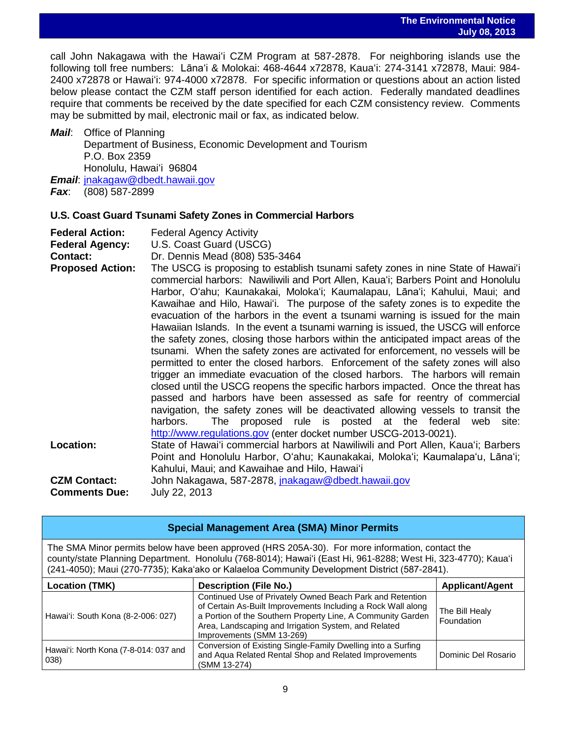call John Nakagawa with the Hawaiʻi CZM Program at 587-2878. For neighboring islands use the following toll free numbers: Lānaʻi & Molokai: 468-4644 x72878, Kauaʻi: 274-3141 x72878, Maui: 984-2400 x72878 or Hawaiʻi: 974-4000 x72878. For specific information or questions about an action listed below please contact the CZM staff person identified for each action. Federally mandated deadlines require that comments be received by the date specified for each CZM consistency review. Comments may be submitted by mail, electronic mail or fax, as indicated below.

***Mail***: Office of Planning
Department of Business, Economic Development and Tourism
P.O. Box 2359
Honolulu, Hawaiʻi 96804
***Email***: jnakagaw@dbedt.hawaii.gov
***Fax***: (808) 587-2899

### U.S. Coast Guard Tsunami Safety Zones in Commercial Harbors

**Federal Action:** Federal Agency Activity
**Federal Agency:** U.S. Coast Guard (USCG)
**Contact:** Dr. Dennis Mead (808) 535-3464
**Proposed Action:** The USCG is proposing to establish tsunami safety zones in nine State of Hawaiʻi commercial harbors: Nawiliwili and Port Allen, Kauaʻi; Barbers Point and Honolulu Harbor, Oʻahu; Kaunakakai, Molokaʻi; Kaumalapau, Lānaʻi; Kahului, Maui; and Kawaihae and Hilo, Hawaiʻi. The purpose of the safety zones is to expedite the evacuation of the harbors in the event a tsunami warning is issued for the main Hawaiian Islands. In the event a tsunami warning is issued, the USCG will enforce the safety zones, closing those harbors within the anticipated impact areas of the tsunami. When the safety zones are activated for enforcement, no vessels will be permitted to enter the closed harbors. Enforcement of the safety zones will also trigger an immediate evacuation of the closed harbors. The harbors will remain closed until the USCG reopens the specific harbors impacted. Once the threat has passed and harbors have been assessed as safe for reentry of commercial navigation, the safety zones will be deactivated allowing vessels to transit the harbors. The proposed rule is posted at the federal web site: http://www.regulations.gov (enter docket number USCG-2013-0021).
**Location:** State of Hawaiʻi commercial harbors at Nawiliwili and Port Allen, Kauaʻi; Barbers Point and Honolulu Harbor, Oʻahu; Kaunakakai, Molokaʻi; Kaumalapaʻu, Lānaʻi; Kahului, Maui; and Kawaihae and Hilo, Hawaiʻi
**CZM Contact:** John Nakagawa, 587-2878, jnakagaw@dbedt.hawaii.gov
**Comments Due:** July 22, 2013

## Special Management Area (SMA) Minor Permits

The SMA Minor permits below have been approved (HRS 205A-30). For more information, contact the county/state Planning Department. Honolulu (768-8014); Hawaiʻi (East Hi, 961-8288; West Hi, 323-4770); Kauaʻi (241-4050); Maui (270-7735); Kakaʻako or Kalaeloa Community Development District (587-2841).

| Location (TMK) | Description (File No.) | Applicant/Agent |
|---|---|---|
| Hawaiʻi: South Kona (8-2-006: 027) | Continued Use of Privately Owned Beach Park and Retention of Certain As-Built Improvements Including a Rock Wall along a Portion of the Southern Property Line, A Community Garden Area, Landscaping and Irrigation System, and Related Improvements (SMM 13-269) | The Bill Healy Foundation |
| Hawaiʻi: North Kona (7-8-014: 037 and 038) | Conversion of Existing Single-Family Dwelling into a Surfing and Aqua Related Rental Shop and Related Improvements (SMM 13-274) | Dominic Del Rosario |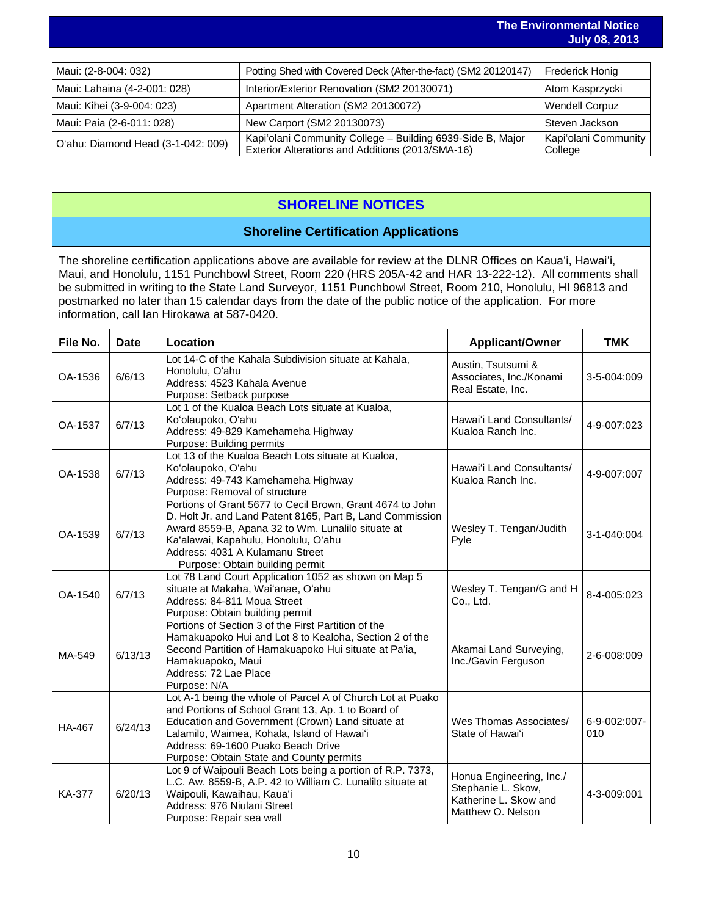| Maui: (2-8-004: 032) | Potting Shed with Covered Deck (After-the-fact) (SM2 20120147) | Frederick Honig |
|---|---|---|
| Maui: Lahaina (4-2-001: 028) | Interior/Exterior Renovation (SM2 20130071) | Atom Kasprzycki |
| Maui: Kihei (3-9-004: 023) | Apartment Alteration (SM2 20130072) | Wendell Corpuz |
| Maui: Paia (2-6-011: 028) | New Carport (SM2 20130073) | Steven Jackson |
| O'ahu: Diamond Head (3-1-042: 009) | Kapi'olani Community College – Building 6939-Side B, Major Exterior Alterations and Additions (2013/SMA-16) | Kapi'olani Community College |

## SHORELINE NOTICES

### Shoreline Certification Applications

The shoreline certification applications above are available for review at the DLNR Offices on Kaua'i, Hawai'i, Maui, and Honolulu, 1151 Punchbowl Street, Room 220 (HRS 205A-42 and HAR 13-222-12). All comments shall be submitted in writing to the State Land Surveyor, 1151 Punchbowl Street, Room 210, Honolulu, HI 96813 and postmarked no later than 15 calendar days from the date of the public notice of the application. For more information, call Ian Hirokawa at 587-0420.

| File No. | Date | Location | Applicant/Owner | TMK |
|---|---|---|---|---|
| OA-1536 | 6/6/13 | Lot 14-C of the Kahala Subdivision situate at Kahala, Honolulu, O'ahu<br>Address: 4523 Kahala Avenue<br>Purpose: Setback purpose | Austin, Tsutsumi & Associates, Inc./Konami Real Estate, Inc. | 3-5-004:009 |
| OA-1537 | 6/7/13 | Lot 1 of the Kualoa Beach Lots situate at Kualoa, Ko'olaupoko, O'ahu<br>Address: 49-829 Kamehameha Highway<br>Purpose: Building permits | Hawai'i Land Consultants/ Kualoa Ranch Inc. | 4-9-007:023 |
| OA-1538 | 6/7/13 | Lot 13 of the Kualoa Beach Lots situate at Kualoa, Ko'olaupoko, O'ahu<br>Address: 49-743 Kamehameha Highway<br>Purpose: Removal of structure | Hawai'i Land Consultants/ Kualoa Ranch Inc. | 4-9-007:007 |
| OA-1539 | 6/7/13 | Portions of Grant 5677 to Cecil Brown, Grant 4674 to John D. Holt Jr. and Land Patent 8165, Part B, Land Commission Award 8559-B, Apana 32 to Wm. Lunalilo situate at Ka'alawai, Kapahulu, Honolulu, O'ahu<br>Address: 4031 A Kulamanu Street<br>Purpose: Obtain building permit | Wesley T. Tengan/Judith Pyle | 3-1-040:004 |
| OA-1540 | 6/7/13 | Lot 78 Land Court Application 1052 as shown on Map 5 situate at Makaha, Wai'anae, O'ahu<br>Address: 84-811 Moua Street<br>Purpose: Obtain building permit | Wesley T. Tengan/G and H Co., Ltd. | 8-4-005:023 |
| MA-549 | 6/13/13 | Portions of Section 3 of the First Partition of the Hamakuapoko Hui and Lot 8 to Kealoha, Section 2 of the Second Partition of Hamakuapoko Hui situate at Pa'ia, Hamakuapoko, Maui<br>Address: 72 Lae Place<br>Purpose: N/A | Akamai Land Surveying, Inc./Gavin Ferguson | 2-6-008:009 |
| HA-467 | 6/24/13 | Lot A-1 being the whole of Parcel A of Church Lot at Puako and Portions of School Grant 13, Ap. 1 to Board of Education and Government (Crown) Land situate at Lalamilo, Waimea, Kohala, Island of Hawai'i<br>Address: 69-1600 Puako Beach Drive<br>Purpose: Obtain State and County permits | Wes Thomas Associates/ State of Hawai'i | 6-9-002:007-010 |
| KA-377 | 6/20/13 | Lot 9 of Waipouli Beach Lots being a portion of R.P. 7373, L.C. Aw. 8559-B, A.P. 42 to William C. Lunalilo situate at Waipouli, Kawaihau, Kaua'i<br>Address: 976 Niulani Street<br>Purpose: Repair sea wall | Honua Engineering, Inc./ Stephanie L. Skow, Katherine L. Skow and Matthew O. Nelson | 4-3-009:001 |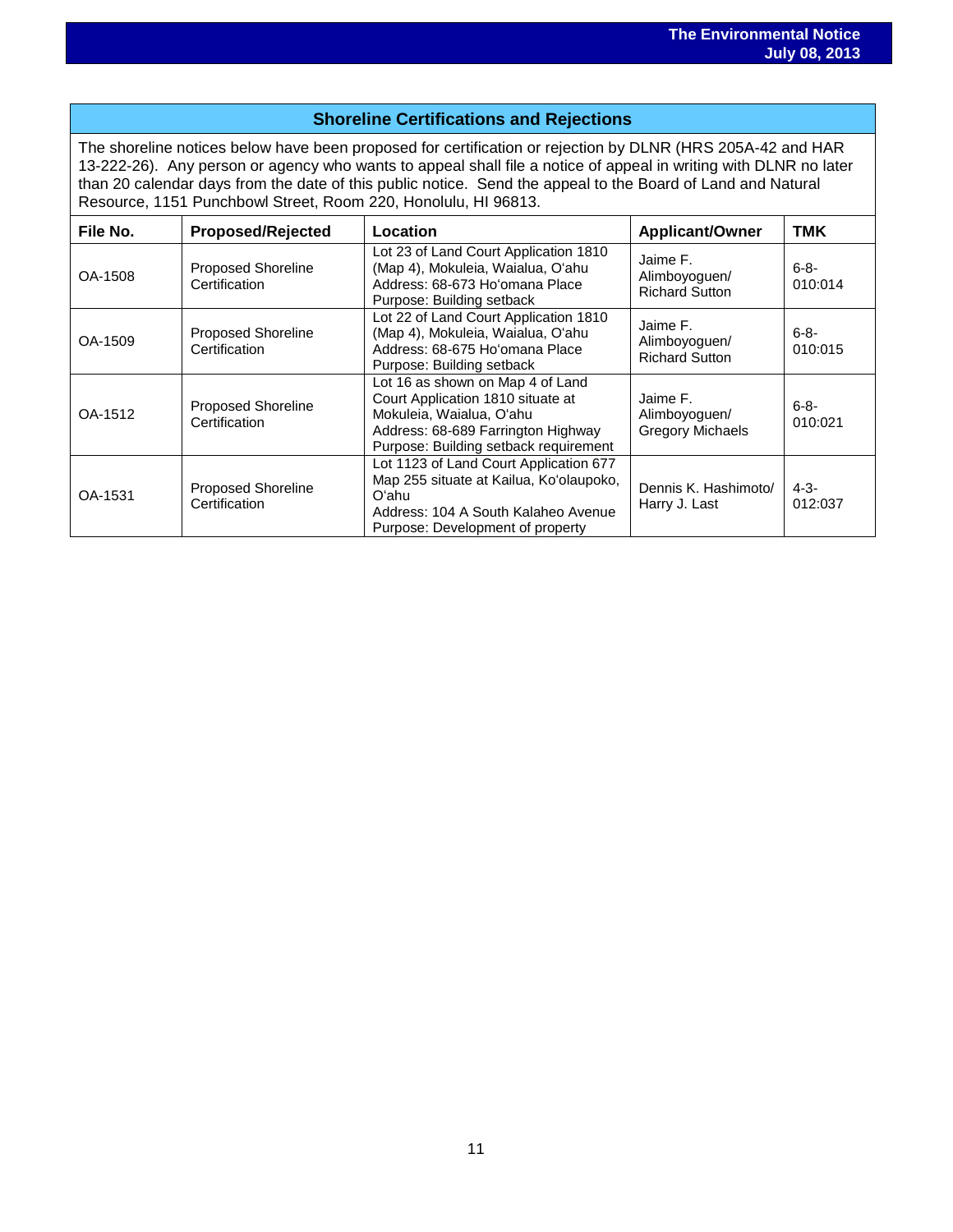## Shoreline Certifications and Rejections

The shoreline notices below have been proposed for certification or rejection by DLNR (HRS 205A-42 and HAR 13-222-26). Any person or agency who wants to appeal shall file a notice of appeal in writing with DLNR no later than 20 calendar days from the date of this public notice. Send the appeal to the Board of Land and Natural Resource, 1151 Punchbowl Street, Room 220, Honolulu, HI 96813.

| File No. | Proposed/Rejected | Location | Applicant/Owner | TMK |
|---|---|---|---|---|
| OA-1508 | Proposed Shoreline Certification | Lot 23 of Land Court Application 1810 (Map 4), Mokuleia, Waialua, O'ahu<br>Address: 68-673 Ho'omana Place<br>Purpose: Building setback | Jaime F. Alimboyoguen/ Richard Sutton | 6-8-010:014 |
| OA-1509 | Proposed Shoreline Certification | Lot 22 of Land Court Application 1810 (Map 4), Mokuleia, Waialua, O'ahu<br>Address: 68-675 Ho'omana Place<br>Purpose: Building setback | Jaime F. Alimboyoguen/ Richard Sutton | 6-8-010:015 |
| OA-1512 | Proposed Shoreline Certification | Lot 16 as shown on Map 4 of Land Court Application 1810 situate at Mokuleia, Waialua, O'ahu<br>Address: 68-689 Farrington Highway<br>Purpose: Building setback requirement | Jaime F. Alimboyoguen/ Gregory Michaels | 6-8-010:021 |
| OA-1531 | Proposed Shoreline Certification | Lot 1123 of Land Court Application 677 Map 255 situate at Kailua, Ko'olaupoko, O'ahu<br>Address: 104 A South Kalaheo Avenue<br>Purpose: Development of property | Dennis K. Hashimoto/ Harry J. Last | 4-3-012:037 |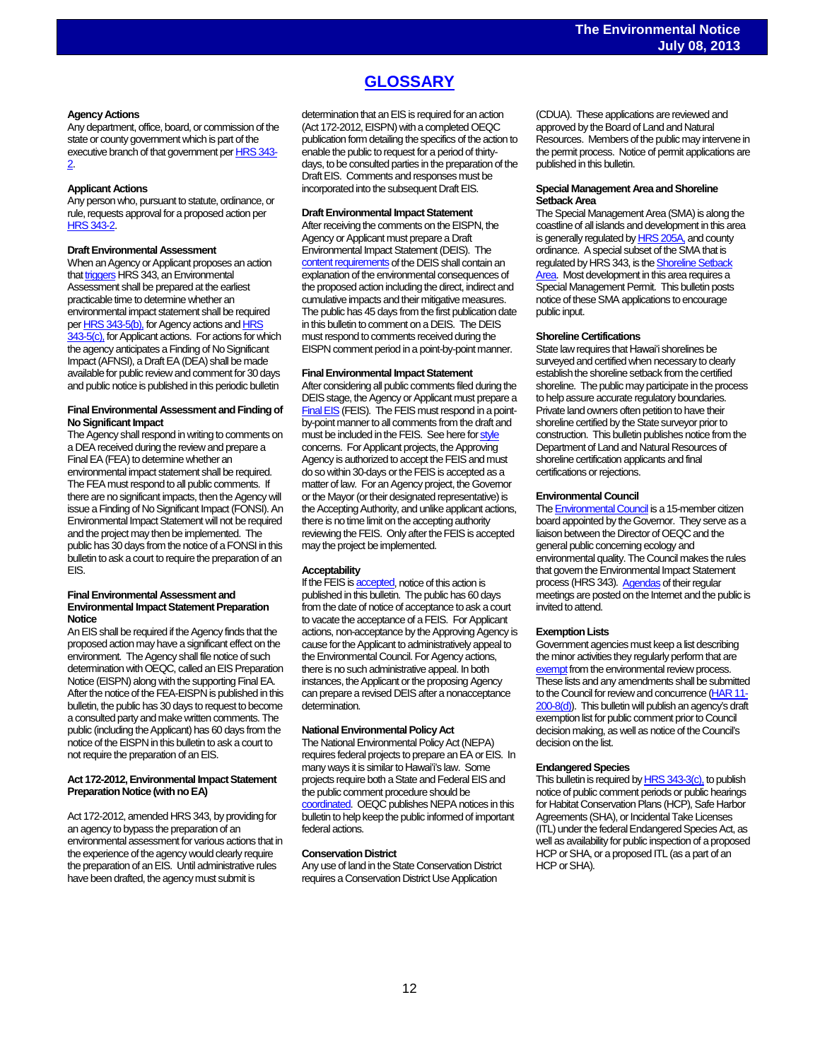# GLOSSARY

### Agency Actions

Any department, office, board, or commission of the state or county government which is part of the executive branch of that government per HRS 343-2.

### Applicant Actions

Any person who, pursuant to statute, ordinance, or rule, requests approval for a proposed action per HRS 343-2.

### Draft Environmental Assessment

When an Agency or Applicant proposes an action that triggers HRS 343, an Environmental Assessment shall be prepared at the earliest practicable time to determine whether an environmental impact statement shall be required per HRS 343-5(b), for Agency actions and HRS 343-5(c), for Applicant actions. For actions for which the agency anticipates a Finding of No Significant Impact (AFNSI), a Draft EA (DEA) shall be made available for public review and comment for 30 days and public notice is published in this periodic bulletin

### Final Environmental Assessment and Finding of No Significant Impact

The Agency shall respond in writing to comments on a DEA received during the review and prepare a Final EA (FEA) to determine whether an environmental impact statement shall be required. The FEA must respond to all public comments. If there are no significant impacts, then the Agency will issue a Finding of No Significant Impact (FONSI). An Environmental Impact Statement will not be required and the project may then be implemented. The public has 30 days from the notice of a FONSI in this bulletin to ask a court to require the preparation of an EIS.

### Final Environmental Assessment and Environmental Impact Statement Preparation Notice

An EIS shall be required if the Agency finds that the proposed action may have a significant effect on the environment. The Agency shall file notice of such determination with OEQC, called an EIS Preparation Notice (EISPN) along with the supporting Final EA. After the notice of the FEA-EISPN is published in this bulletin, the public has 30 days to request to become a consulted party and make written comments. The public (including the Applicant) has 60 days from the notice of the EISPN in this bulletin to ask a court to not require the preparation of an EIS.

### Act 172-2012, Environmental Impact Statement Preparation Notice (with no EA)

Act 172-2012, amended HRS 343, by providing for an agency to bypass the preparation of an environmental assessment for various actions that in the experience of the agency would clearly require the preparation of an EIS. Until administrative rules have been drafted, the agency must submit its determination that an EIS is required for an action (Act 172-2012, EISPN) with a completed OEQC publication form detailing the specifics of the action to enable the public to request for a period of thirty-days, to be consulted parties in the preparation of the Draft EIS. Comments and responses must be incorporated into the subsequent Draft EIS.

### Draft Environmental Impact Statement

After receiving the comments on the EISPN, the Agency or Applicant must prepare a Draft Environmental Impact Statement (DEIS). The content requirements of the DEIS shall contain an explanation of the environmental consequences of the proposed action including the direct, indirect and cumulative impacts and their mitigative measures. The public has 45 days from the first publication date in this bulletin to comment on a DEIS. The DEIS must respond to comments received during the EISPN comment period in a point-by-point manner.

### Final Environmental Impact Statement

After considering all public comments filed during the DEIS stage, the Agency or Applicant must prepare a Final EIS (FEIS). The FEIS must respond in a point-by-point manner to all comments from the draft and must be included in the FEIS. See here for style concerns. For Applicant projects, the Approving Agency is authorized to accept the FEIS and must do so within 30-days or the FEIS is accepted as a matter of law. For an Agency project, the Governor or the Mayor (or their designated representative) is the Accepting Authority, and unlike applicant actions, there is no time limit on the accepting authority reviewing the FEIS. Only after the FEIS is accepted may the project be implemented.

### Acceptability

If the FEIS is accepted, notice of this action is published in this bulletin. The public has 60 days from the date of notice of acceptance to ask a court to vacate the acceptance of a FEIS. For Applicant actions, non-acceptance by the Approving Agency is cause for the Applicant to administratively appeal to the Environmental Council. For Agency actions, there is no such administrative appeal. In both instances, the Applicant or the proposing Agency can prepare a revised DEIS after a nonacceptance determination.

### National Environmental Policy Act

The National Environmental Policy Act (NEPA) requires federal projects to prepare an EA or EIS. In many ways it is similar to Hawai'i's law. Some projects require both a State and Federal EIS and the public comment procedure should be coordinated. OEQC publishes NEPA notices in this bulletin to help keep the public informed of important federal actions.

### Conservation District

Any use of land in the State Conservation District requires a Conservation District Use Application (CDUA). These applications are reviewed and approved by the Board of Land and Natural Resources. Members of the public may intervene in the permit process. Notice of permit applications are published in this bulletin.

### Special Management Area and Shoreline Setback Area

The Special Management Area (SMA) is along the coastline of all islands and development in this area is generally regulated by HRS 205A, and county ordinance. A special subset of the SMA that is regulated by HRS 343, is the Shoreline Setback Area. Most development in this area requires a Special Management Permit. This bulletin posts notice of these SMA applications to encourage public input.

### Shoreline Certifications

State law requires that Hawai'i shorelines be surveyed and certified when necessary to clearly establish the shoreline setback from the certified shoreline. The public may participate in the process to help assure accurate regulatory boundaries. Private land owners often petition to have their shoreline certified by the State surveyor prior to construction. This bulletin publishes notice from the Department of Land and Natural Resources of shoreline certification applicants and final certifications or rejections.

### Environmental Council

The Environmental Council is a 15-member citizen board appointed by the Governor. They serve as a liaison between the Director of OEQC and the general public concerning ecology and environmental quality. The Council makes the rules that govern the Environmental Impact Statement process (HRS 343). Agendas of their regular meetings are posted on the Internet and the public is invited to attend.

### Exemption Lists

Government agencies must keep a list describing the minor activities they regularly perform that are exempt from the environmental review process. These lists and any amendments shall be submitted to the Council for review and concurrence (HAR 11-200-8(d)). This bulletin will publish an agency's draft exemption list for public comment prior to Council decision making, as well as notice of the Council's decision on the list.

### Endangered Species

This bulletin is required by HRS 343-3(c), to publish notice of public comment periods or public hearings for Habitat Conservation Plans (HCP), Safe Harbor Agreements (SHA), or Incidental Take Licenses (ITL) under the federal Endangered Species Act, as well as availability for public inspection of a proposed HCP or SHA, or a proposed ITL (as a part of an HCP or SHA).